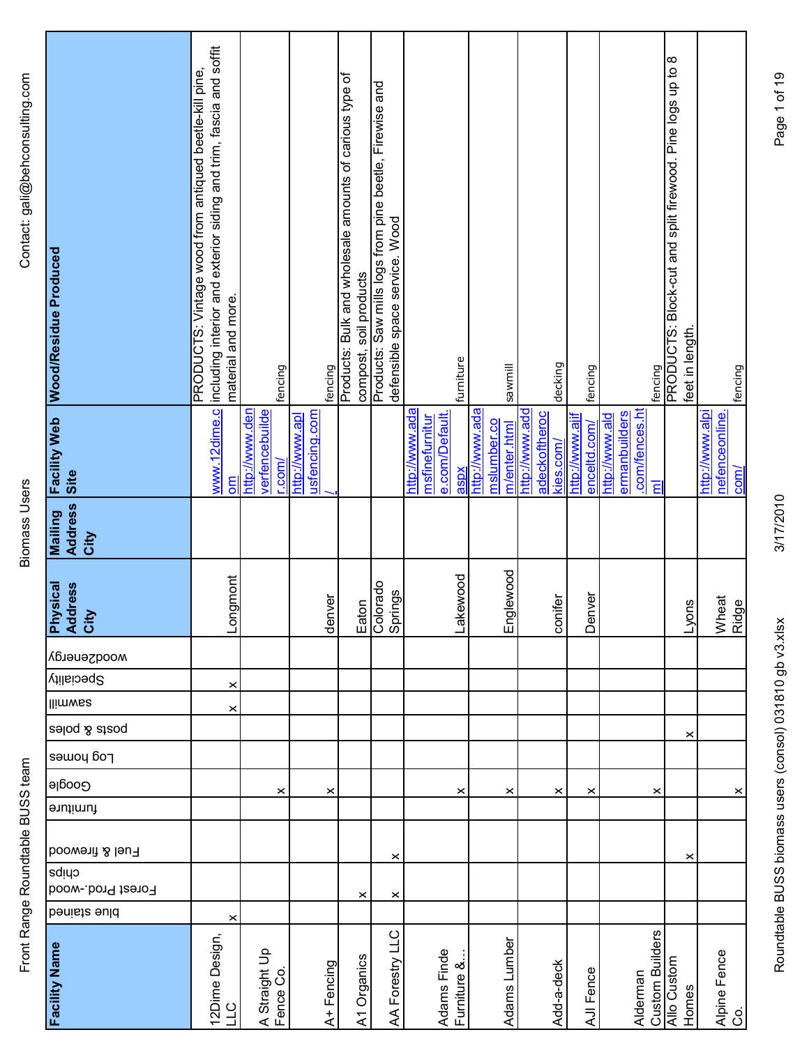| Facility Name | blue stained | Forest Prod.-wood chips | Fuel & firewood | furniture | Google | Log homes | posts & poles | sawmill | Speciality | wood2energy | Physical Address City | Mailing Address City | Facility Web Site | Wood/Residue Produced |
|---|---|---|---|---|---|---|---|---|---|---|---|---|---|---|
| 12Dime Design, LLC | x | | | | | | | x | x | | Longmont | | www.12dime.com | PRODUCTS: Vintage wood from antiqued beetle-kill pine, including interior and exterior siding and trim, fascia and soffit material and more. |
| A Straight Up Fence Co. | | | | | x | | | | | | | | http://www.denverfencebuilder.com/ | fencing |
| A+ Fencing | | | | | x | | | | | | denver | | http://www.aplusfencing.com/ | fencing |
| A1 Organics | | x | | | | | | | | | Eaton | | | Products: Bulk and wholesale amounts of carious type of compost, soil products |
| AA Forestry LLC | | x | x | | | | | | | | Colorado Springs | | | Products: Saw mills logs from pine beetle, Firewise and defensible space service. Wood |
| Adams Finde Furniture &... | | | | | x | | | | | | Lakewood | | http://www.adamsfinefurniture.com/Default.aspx | furniture |
| Adams Lumber | | | | | x | | | | | | Englewood | | http://www.adamslumber.com/enter.html | sawmill |
| Add-a-deck | | | | | x | | | | | | conifer | | http://www.addadeckoftherockies.com/ | decking |
| AJI Fence | | | | | x | | | | | | Denver | | http://www.ajifenceltd.com/ | fencing |
| Alderman Custom Builders | | | | | x | | | | | | | | http://www.aldermanbuilders.com/fences.html | fencing |
| Allo Custom Homes | | | x | | | | x | | | | Lyons | | | PRODUCTS: Block-cut and split firewood. Pine logs up to 8 feet in length. |
| Alpine Fence Co. | | | | | x | | | | | | Wheat Ridge | | http://www.alpinefenceonline.com/ | fencing |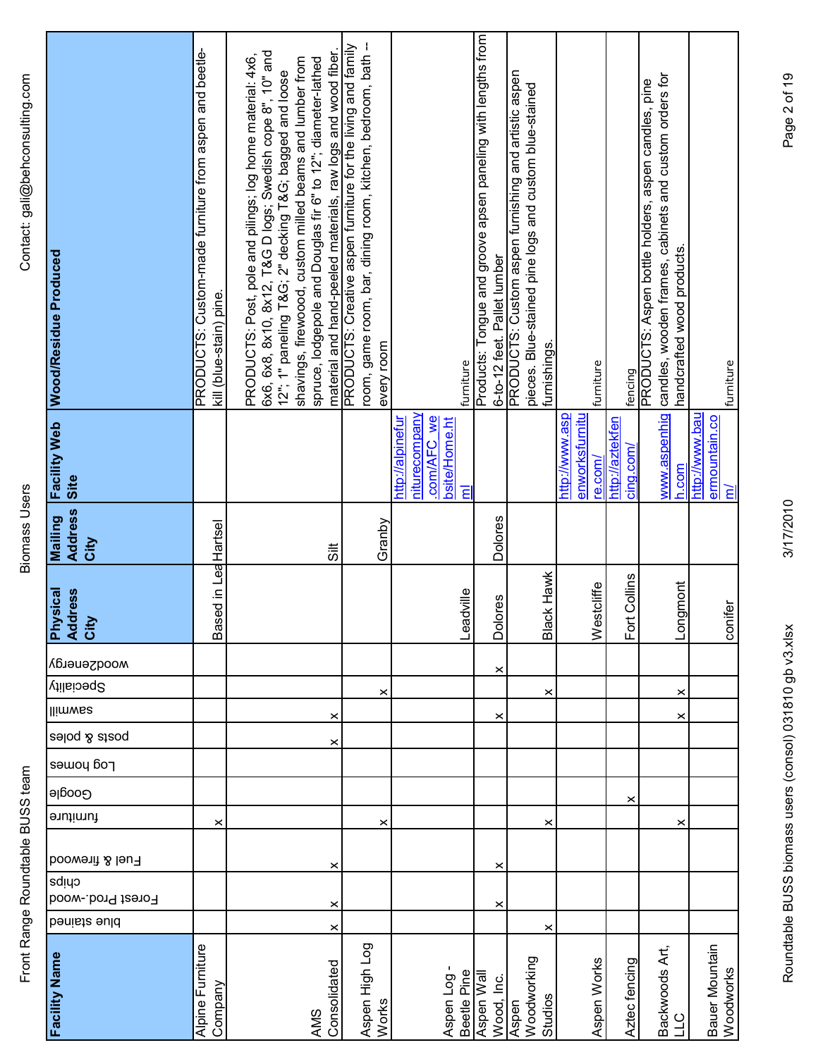| Facility Name | blue stained | Forest Prod.-wood chips | Fuel & firewood | furniture | Google | Log homes | posts & poles | sawmill | Specialty | wood2energy | Physical Address City | Mailing Address City | Facility Web Site | Wood/Residue Produced |
|---|---|---|---|---|---|---|---|---|---|---|---|---|---|---|
| Alpine Furniture Company | | | | x | | | | | | | Based in Lea | Hartsel | | PRODUCTS: Custom-made furniture from aspen and beetle-kill (blue-stain) pine. |
| AMS Consolidated | x | x | x | | | | x | x | | | | Silt | | PRODUCTS: Post, pole and pilings; log home material: 4x6, 6x6, 6x8, 8x10, 8x12, T&G D logs; Swedish cope 8", 10" and 12"; 1" paneling T&G; 2" decking T&G; bagged and loose shavings, firewood, custom milled beams and lumber from spruce, lodgepole and Douglas fir 6" to 12"; diameter-lathed material and hand-peeled materials, raw logs and wood fiber. |
| Aspen High Log Works | | | | x | | | | | x | | | Granby | | PRODUCTS: Creative aspen furniture for the living and family room, game room, bar, dining room, kitchen, bedroom, bath -- every room |
| Aspen Log - Beetle Pine | | | | | | | | | | | Leadville | | http://alpinefurniturecompany.com/AFC_website/Home.html | furniture |
| Aspen Wall Wood, Inc. | | x | x | | | | | x | | x | Dolores | Dolores | | Products: Tongue and groove apsen paneling with lengths from 6-to-12 feet. Pallet lumber |
| Aspen Woodworking Studios | x | | | x | | | | | x | | Black Hawk | | | PRODUCTS: Custom aspen furnishing and artistic aspen pieces. Blue-stained pine logs and custom blue-stained furnishings. |
| Aspen Works | | | | | | | | | | | Westcliffe | | http://www.aspenworksfurniture.com/ | furniture |
| Aztec fencing | | | | | x | | | | | | Fort Collins | | http://aztekfencing.com/ | fencing |
| Backwoods Art, LLC | | | | x | | | | x | x | | Longmont | | www.aspenhigh.com | PRODUCTS: Aspen bottle holders, aspen candles, pine candles, wooden frames, cabinets and custom orders for handcrafted wood products. |
| Bauer Mountain Woodworks | | | | | | | | | | | conifer | | http://www.bauermountain.com/ | furniture |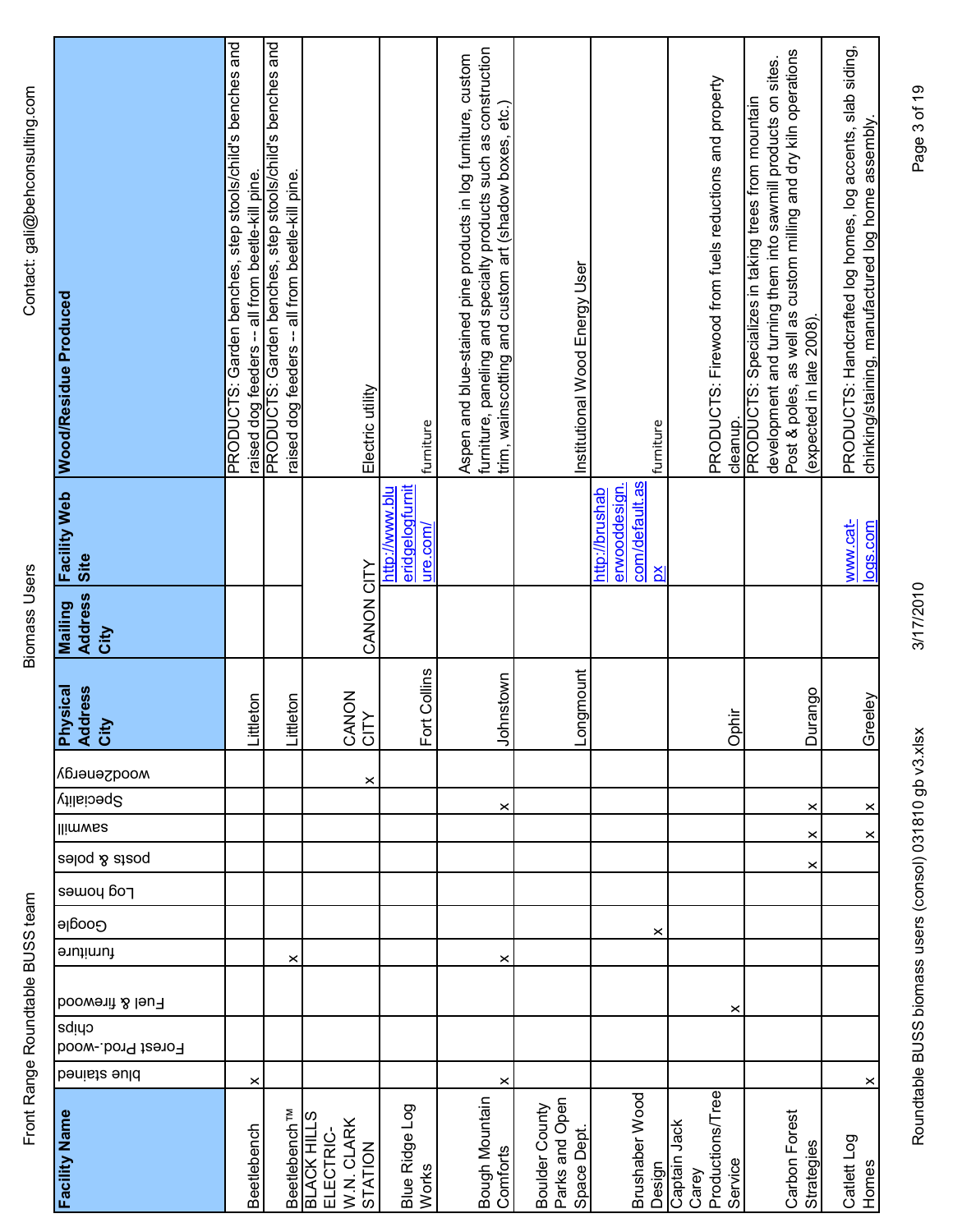| Facility Name | blue stained | Forest Prod.-wood chips | Fuel & firewood | furniture | Google | Log homes | posts & poles | sawmill | Specialty | wood2energy | Physical Address City | Mailing Address City | Facility Web Site | Wood/Residue Produced |
|---|---|---|---|---|---|---|---|---|---|---|---|---|---|---|
| Beetlebench | x | | | | | | | | | | Littleton | | | PRODUCTS: Garden benches, step stools/child's benches and raised dog feeders -- all from beetle-kill pine. |
| Beetlebench™ | | | | x | | | | | | | Littleton | | | PRODUCTS: Garden benches, step stools/child's benches and raised dog feeders -- all from beetle-kill pine. |
| BLACK HILLS ELECTRIC-W.N. CLARK STATION | | | | | | | | | | x | CANON CITY | CANON CITY | | Electric utility |
| Blue Ridge Log Works | | | | | | | | | | | Fort Collins | | http://www.blueridgelogfurniture.com/ | furniture |
| Bough Mountain Comforts | x | | | x | | | | | x | | Johnstown | | | Aspen and blue-stained pine products in log furniture, custom furniture, paneling and specialty products such as construction trim, wainscotting and custom art (shadow boxes, etc.) |
| Boulder County Parks and Open Space Dept. | | | | | | | | | | | Longmount | | | Institutional Wood Energy User |
| Brushaber Wood Design | | | | | x | | | | | | | | http://brushaberwooddesign.com/default.aspx | furniture |
| Captain Jack Carey Productions/Tree Service | | | x | | | | | | | | Ophir | | | PRODUCTS: Firewood from fuels reductions and property cleanup. |
| Carbon Forest Strategies | | | | | | | x | x | x | | Durango | | | PRODUCTS: Specializes in taking trees from mountain development and turning them into sawmill products on sites. Post & poles, as well as custom milling and dry kiln operations (expected in late 2008). |
| Catlett Log Homes | x | | | | | | x | x | | | Greeley | | www.cat-logs.com | PRODUCTS: Handcrafted log homes, log accents, slab siding, chinking/staining, manufactured log home assembly. |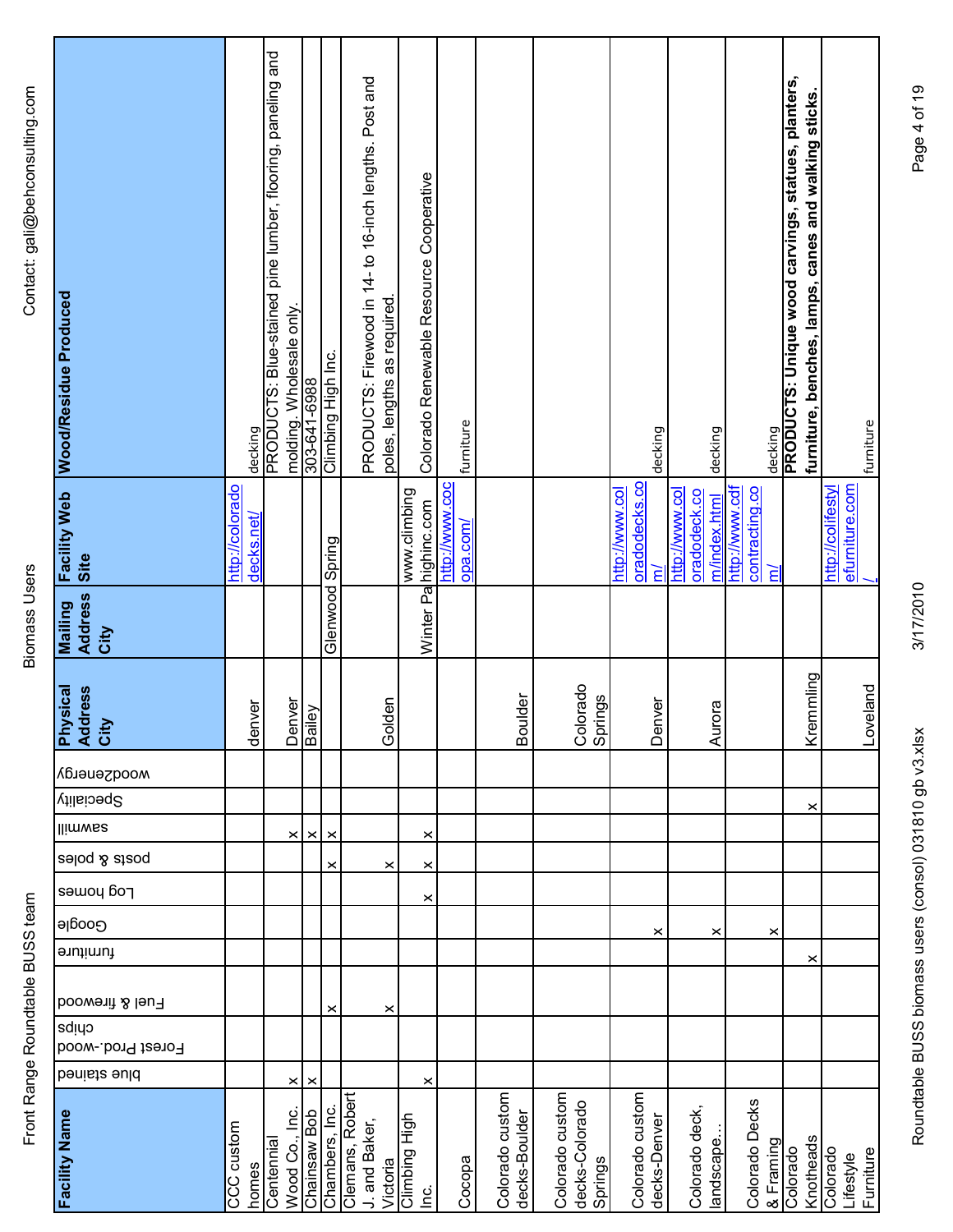| Facility Name | blue stained | Forest Prod.-wood chips | Fuel & firewood | furniture | Google | Log homes | posts & poles | sawmill | Specialty | wood2energy | Physical Address City | Mailing Address City | Facility Web Site | Wood/Residue Produced |
|---|---|---|---|---|---|---|---|---|---|---|---|---|---|---|
| CCC custom homes | | | | | | | | | | | denver | | http://coloradodecks.net/ | decking |
| Centennial Wood Co., Inc. | x | | | | | | | x | | | Denver | | | PRODUCTS: Blue-stained pine lumber, flooring, paneling and molding. Wholesale only. |
| Chainsaw Bob | x | | | | | | | x | | | Bailey | | | 303-641-6988 |
| Chambers, Inc. | | | x | | | | x | x | | | | Glenwood Spring | | Climbing High Inc. |
| Clemans, Robert J. and Baker, Victoria | | | x | | | | x | | | | Golden | | | PRODUCTS: Firewood in 14- to 16-inch lengths. Post and poles, lengths as required. |
| Climbing High Inc. | x | | | | | x | x | x | | | | Winter Pa | www.climbinghighinc.com | Colorado Renewable Resource Cooperative |
| Cocopa | | | | | | | | | | | | | http://www.cocopa.com/ | furniture |
| Colorado custom decks-Boulder | | | | | | | | | | | Boulder | | | |
| Colorado custom decks-Colorado Springs | | | | | | | | | | | Colorado Springs | | | |
| Colorado custom decks-Denver | | | | | x | | | | | | Denver | | http://www.coloradodecks.com/ | decking |
| Colorado deck, landscape... | | | | | x | | | | | | Aurora | | http://www.coloradodeck.com/index.html | decking |
| Colorado Decks & Framing | | | | | x | | | | | | | | http://www.cdfcontracting.com/ | decking |
| Colorado Knotheads | | | | x | | | | | x | | Kremmling | | | **PRODUCTS: Unique wood carvings, statues, planters, furniture, benches, lamps, canes and walking sticks.** |
| Colorado Lifestyle Furniture | | | | | | | | | | | Loveland | | http://colifestylefurniture.com/ | furniture |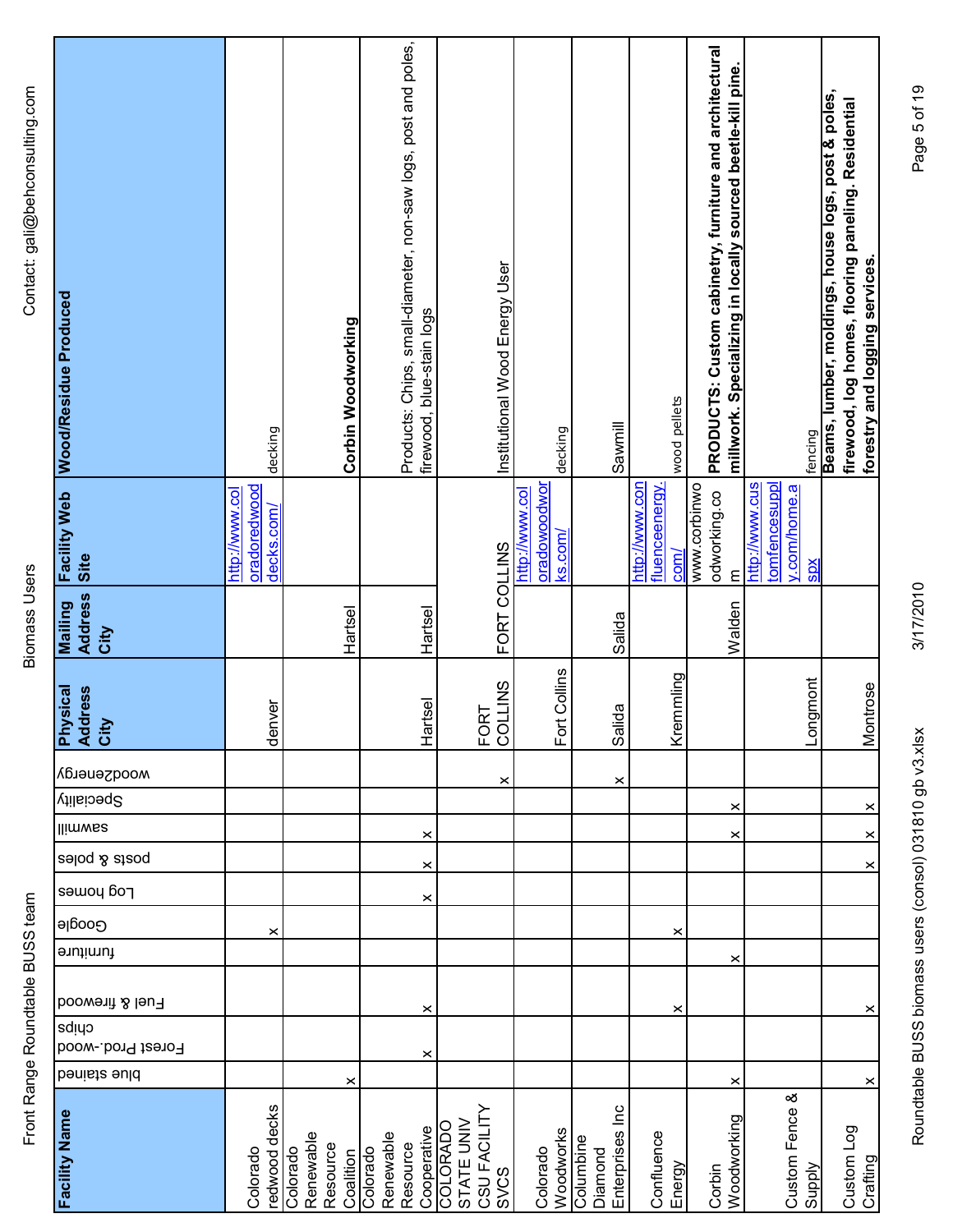| Facility Name | blue stained | Forest Prod.-wood chips | Fuel & firewood | furniture | Google | Log homes | posts & poles | sawmill | Specialty | wood2energy | Physical Address City | Mailing Address City | Facility Web Site | Wood/Residue Produced |
|---|---|---|---|---|---|---|---|---|---|---|---|---|---|---|
| Colorado redwood decks | | | | | x | | | | | | denver | | http://www.coloredwooddecks.com/ | decking |
| Colorado Renewable Resource Coalition | x | | | | | | | | | | | Hartsel | | **Corbin Woodworking** |
| Colorado Renewable Resource Cooperative | | x | x | | | x | x | x | | | Hartsel | Hartsel | | Products: Chips, small-diameter, non-saw logs, post and poles, firewood, blue-stain logs |
| COLORADO STATE UNIV CSU FACILITY SVCS | | | | | | | | | | x | FORT COLLINS | FORT COLLINS | | Institutional Wood Energy User |
| Colorado Woodworks | | | | | | | | | | | Fort Collins | | http://www.coloradowoodworks.com/ | decking |
| Columbine Diamond Enterprises Inc | | | | | | | | | | x | Salida | Salida | | Sawmill |
| Confluence Energy | | | x | | x | | | | | | Kremmling | | http://www.confluenceenergy.com/ | wood pellets |
| Corbin Woodworking | x | | | x | | | | x | x | | | Walden | www.corbinwoodworking.com | **PRODUCTS: Custom cabinetry, furniture and architectural millwork. Specializing in locally sourced beetle-kill pine.** |
| Custom Fence & Supply | | | | | | | | | | | Longmont | | http://www.customfencesupply.com/home.aspx | fencing |
| Custom Log Crafting | x | | x | | | | x | x | x | | Montrose | | | **Beams, lumber, moldings, house logs, post & poles, firewood, log homes, flooring paneling. Residential forestry and logging services.** |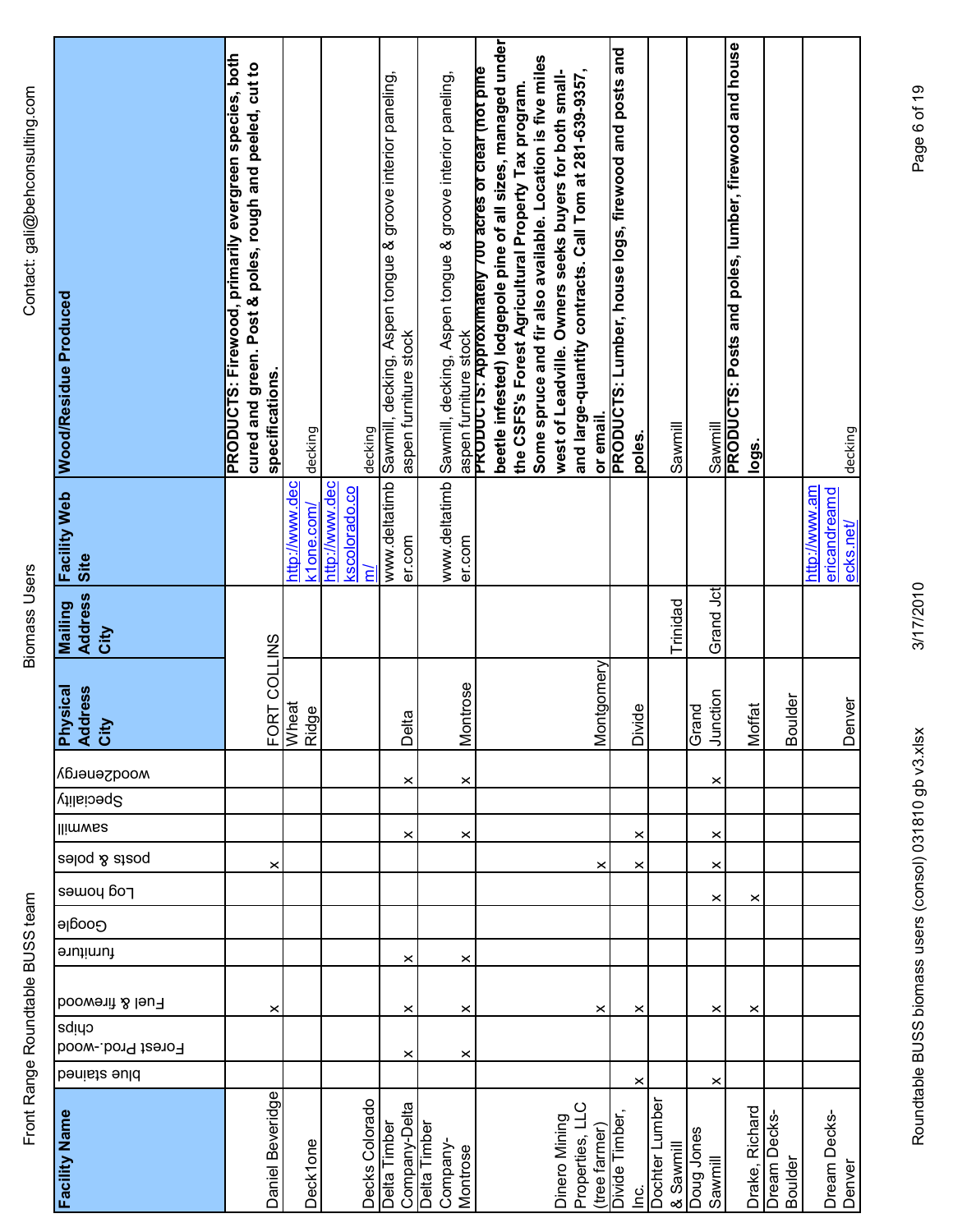| Facility Name | blue stained | Forest Prod.-wood chips | Fuel & firewood | furniture | Google | Log homes | posts & poles | sawmill | Specialty | wood2energy | Physical Address City | Mailing Address City | Facility Web Site | Wood/Residue Produced |
|---|---|---|---|---|---|---|---|---|---|---|---|---|---|---|
| Daniel Beveridge | | | x | | | | x | | | | FORT COLLINS | | | **PRODUCTS: Firewood, primarily evergreen species, both cured and green. Post & poles, rough and peeled, cut to specifications.** |
| Deck1one | | | | | | | | | | | Wheat Ridge | | http://www.deck1one.com/ | decking |
| Decks Colorado | | | | | | | | | | | | | http://www.deckscolorado.com/ | decking |
| Delta Timber Company-Delta | | x | x | x | | | | x | | x | Delta | | www.deltatimber.com | Sawmill, decking, Aspen tongue & groove interior paneling, aspen furniture stock |
| Delta Timber Company-Montrose | | x | x | x | | | | x | | x | Montrose | | www.deltatimber.com | Sawmill, decking, Aspen tongue & groove interior paneling, aspen furniture stock |
| Dinero Mining Properties, LLC (tree farmer) | | | x | | | | x | | | | Montgomery | | | **PRODUCTS: Approximately 700 acres of clear (not pine beetle infested) lodgepole pine of all sizes, managed under the CSFS's Forest Agricultural Property Tax program. Some spruce and fir also available. Location is five miles west of Leadville. Owners seeks buyers for both small- and large-quantity contracts. Call Tom at 281-639-9357, or email.** |
| Divide Timber, Inc. | x | | x | | | | x | x | | | Divide | | | **PRODUCTS: Lumber, house logs, firewood and posts and poles.** |
| Dochter Lumber & Sawmill | | | | | | | | | | | | Trinidad | | Sawmill |
| Doug Jones Sawmill | x | | x | | | x | x | x | | x | Grand Junction | Grand Jct | | Sawmill |
| Drake, Richard | | | x | | | x | | | | | Moffat | | | **PRODUCTS: Posts and poles, lumber, firewood and house logs.** |
| Dream Decks-Boulder | | | | | | | | | | | Boulder | | | |
| Dream Decks-Denver | | | | | | | | | | | Denver | | http://www.americandreamdecks.net/ | decking |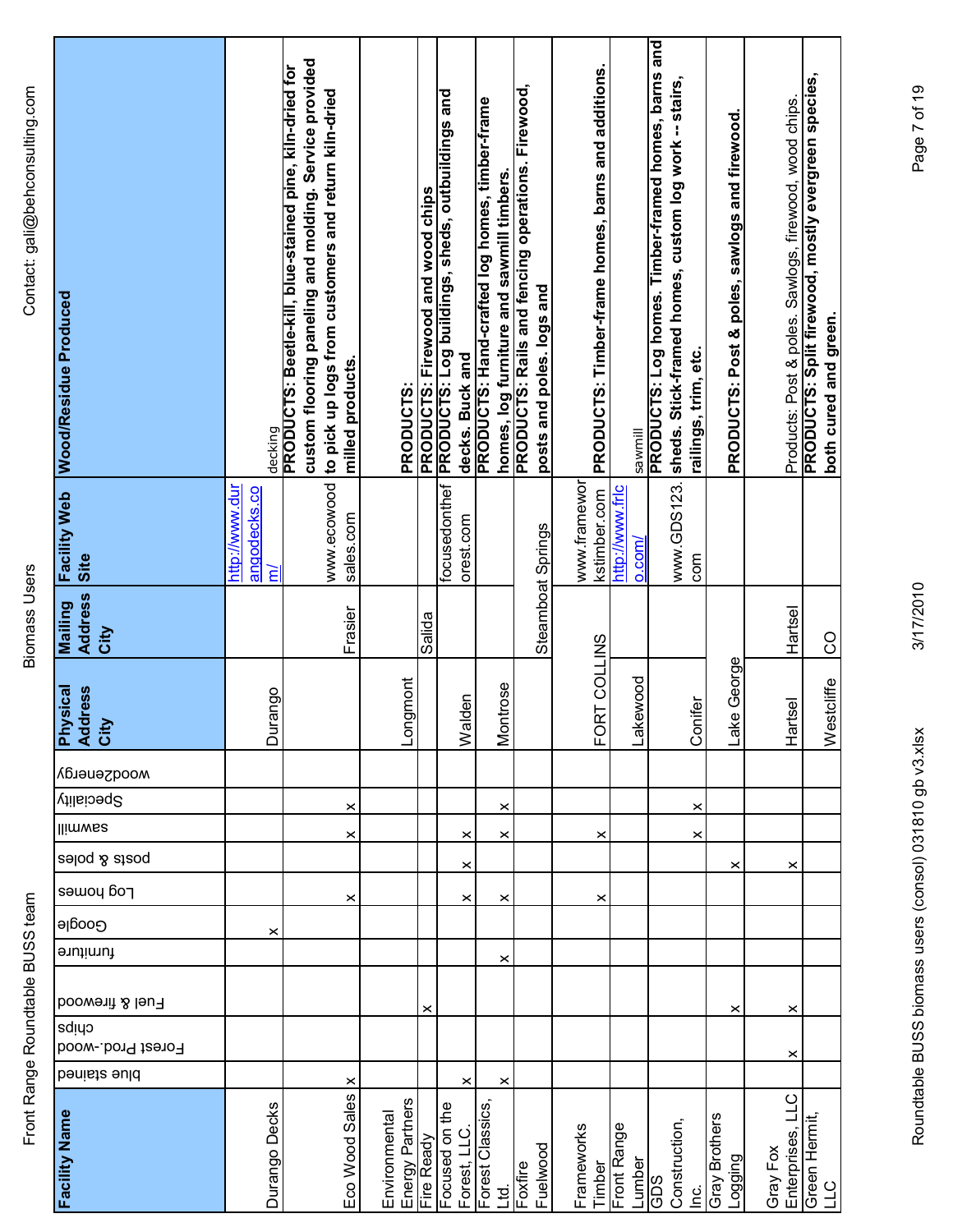| Facility Name | blue stained | Forest Prod.-wood chips | Fuel & firewood | furniture | Google | Log homes | posts & poles | sawmill | Specialty | wood2energy | Physical Address City | Mailing Address City | Facility Web Site | Wood/Residue Produced |
|---|---|---|---|---|---|---|---|---|---|---|---|---|---|---|
| Durango Decks | | | | | x | | | | | | Durango | | http://www.durangodecks.com/ | decking |
| Eco Wood Sales | x | | | | | x | | x | x | | | Frasier | www.ecowoodsales.com | **PRODUCTS: Beetle-kill, blue-stained pine, kiln-dried for custom flooring paneling and molding. Service provided to pick up logs from customers and return kiln-dried milled products.** |
| Environmental Energy Partners | | | | | | | | | | | Longmont | | | **PRODUCTS:** |
| Fire Ready | | | x | | | | | | | | | Salida | | **PRODUCTS: Firewood and wood chips** |
| Focused on the Forest, LLC. | x | | | | | x | x | x | | | Walden | | focusedontheforest.com | **PRODUCTS: Log buildings, sheds, outbuildings and decks. Buck and** |
| Forest Classics, Ltd. | x | | | x | | x | | x | x | | Montrose | | | **PRODUCTS: Hand-crafted log homes, timber-frame homes, log furniture and sawmill timbers.** |
| Foxfire Fuelwood | | | | | | | | | | | | Steamboat Springs | | **PRODUCTS: Rails and fencing operations. Firewood, posts and poles. logs and** |
| Frameworks Timber | | | | | | x | | x | | | FORT COLLINS | | www.frameworkstimber.com | **PRODUCTS: Timber-frame homes, barns and additions.** |
| Front Range Lumber | | | | | | | | | | | Lakewood | | http://www.frlco.com/ | sawmill |
| GDS Construction, Inc. | | | | | | | | x | x | | Conifer | | www.GDS123.com | **PRODUCTS: Log homes. Timber-framed homes, barns and sheds. Stick-framed homes, custom log work -- stairs, railings, trim, etc.** |
| Gray Brothers Logging | | | x | | | | x | | | | Lake George | | | **PRODUCTS: Post & poles, sawlogs and firewood.** |
| Gray Fox Enterprises, LLC | | x | x | | | | x | | | | Hartsel | Hartsel | | Products: Post & poles. Sawlogs, firewood, wood chips. |
| Green Hermit, LLC | | | | | | | | | | | Westcliffe | CO | | **PRODUCTS: Split firewood, mostly evergreen species, both cured and green.** |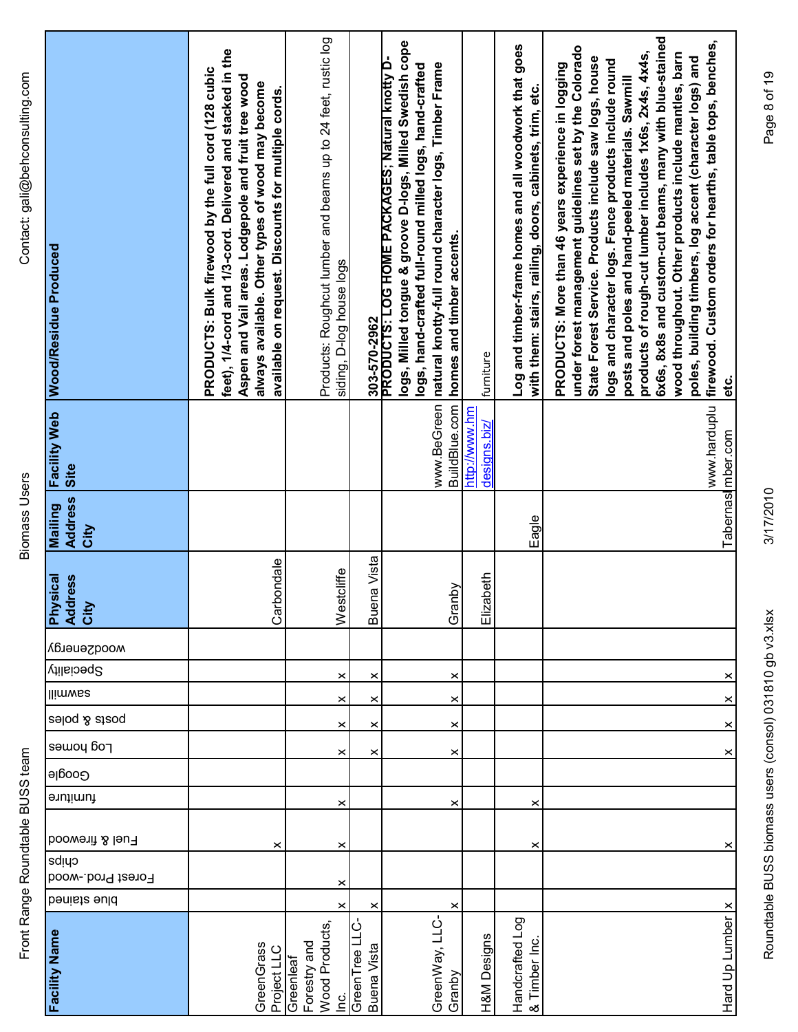| Facility Name | blue stained | Forest Prod.-wood chips | Fuel & firewood | furniture | Google | Log homes | posts & poles | sawmill | Specialty | wood2energy | Physical Address City | Mailing Address City | Facility Web Site | Wood/Residue Produced |
|---|---|---|---|---|---|---|---|---|---|---|---|---|---|---|
| GreenGrass Project LLC | | | x | | | | | | | | Carbondale | | | PRODUCTS: Bulk firewood by the full cord (128 cubic feet), 1/4-cord and 1/3-cord. Delivered and stacked in the Aspen and Vail areas. Lodgepole and fruit tree wood always available. Other types of wood may become available on request. Discounts for multiple cords. |
| Greenleaf Forestry and Wood Products, Inc. | x | x | x | x | | x | x | x | x | | Westcliffe | | | Products: Roughcut lumber and beams up to 24 feet, rustic log siding, D-log house logs |
| GreenTree LLC-Buena Vista | x | | | | | x | x | x | x | | Buena Vista | | | 303-570-2962 |
| GreenWay, LLC-Granby | x | | | x | | x | x | x | x | | Granby | | www.BeGreenBuildBlue.com | PRODUCTS: LOG HOME PACKAGES; Natural knotty D-logs, Milled tongue & groove D-logs, Milled Swedish cope logs, hand-crafted full-round milled logs, hand-crafted natural knotty-full round character logs, Timber Frame homes and timber accents. |
| H&M Designs | | | | | | | | | | | Elizabeth | | http://www.hmdesigns.biz/ | furniture |
| Handcrafted Log & Timber Inc. | | | x | x | | | | | | | | Eagle | | Log and timber-frame homes and all woodwork that goes with them: stairs, railing, doors, cabinets, trim, etc. |
| Hard Up Lumber | x | | x | | | x | x | x | x | | | Tabernash | www.harduplumber.com | PRODUCTS: More than 46 years experience in logging under forest management guidelines set by the Colorado State Forest Service. Products include saw logs, house logs and character logs. Fence products include round posts and poles and hand-peeled materials. Sawmill products of rough-cut lumber includes 1x6s, 2x4s, 4x4s, 6x6s, 8x8s and custom-cut beams, many with blue-stained wood throughout. Other products include mantles, barn poles, building timbers, log accent (character logs) and firewood. Custom orders for hearths, table tops, benches, etc. |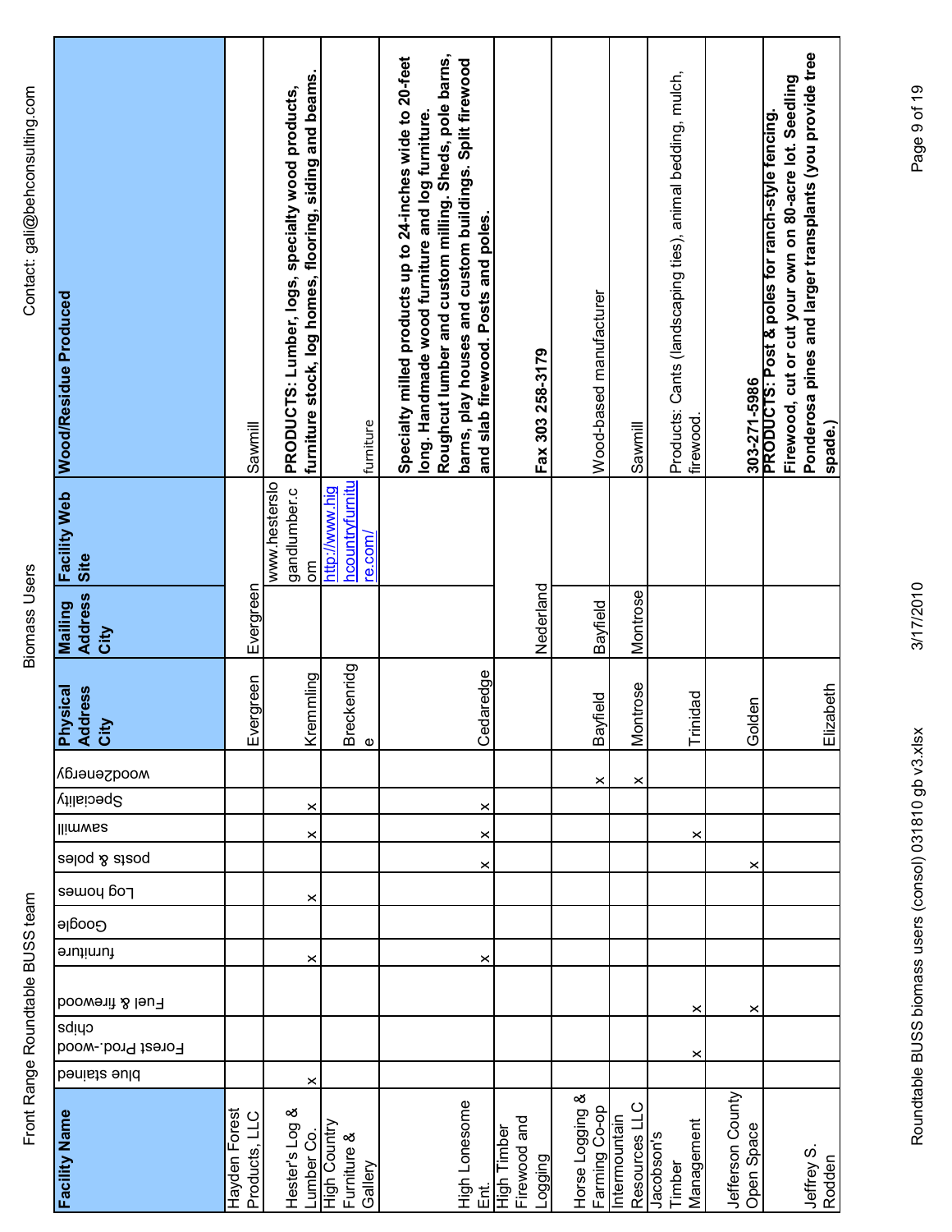| Facility Name | blue stained | Forest Prod.-wood chips | Fuel & firewood | furniture | Google | Log homes | posts & poles | sawmill | Specialty | wood2energy | Physical Address City | Mailing Address City | Facility Web Site | Wood/Residue Produced |
|---|---|---|---|---|---|---|---|---|---|---|---|---|---|---|
| Hayden Forest Products, LLC | | | | | | | | | | | Evergreen | Evergreen | | Sawmill |
| Hester's Log & Lumber Co. | x | | | x | | x | | x | x | | Kremmling | | www.hesterslogandlumber.com | **PRODUCTS: Lumber, logs, specialty wood products, furniture stock, log homes, flooring, siding and beams.** |
| High Country Furniture & Gallery | | | | | | | | | | | Breckenridge | | http://www.highcountryfurniture.com/ | furniture |
| High Lonesome Ent. | | | | x | | | x | x | x | | Cedaredge | | | **Specialty milled products up to 24-inches wide to 20-feet long. Handmade wood furniture and log furniture. Roughcut lumber and custom milling. Sheds, pole barns, barns, play houses and custom buildings. Split firewood and slab firewood. Posts and poles.** |
| High Timber Firewood and Logging | | | | | | | | | | | | Nederland | | **Fax 303 258-3179** |
| Horse Logging & Farming Co-op | | | | | | | | | | x | Bayfield | Bayfield | | Wood-based manufacturer |
| Intermountain Resources LLC | | | | | | | | | | x | Montrose | Montrose | | Sawmill |
| Jacobson's Timber Management | | x | x | | | | | x | | | Trinidad | | | Products: Cants (landscaping ties), animal bedding, mulch, firewood. |
| Jefferson County Open Space | | | x | | | | x | | | | Golden | | | **303-271-5986** |
| Jeffrey S. Rodden | | | | | | | | | | | Elizabeth | | | **PRODUCT: Post & poles for ranch-style fencing. Firewood, cut or cut your own on 80-acre lot. Seedling Ponderosa pines and larger transplants (you provide tree spade.)** |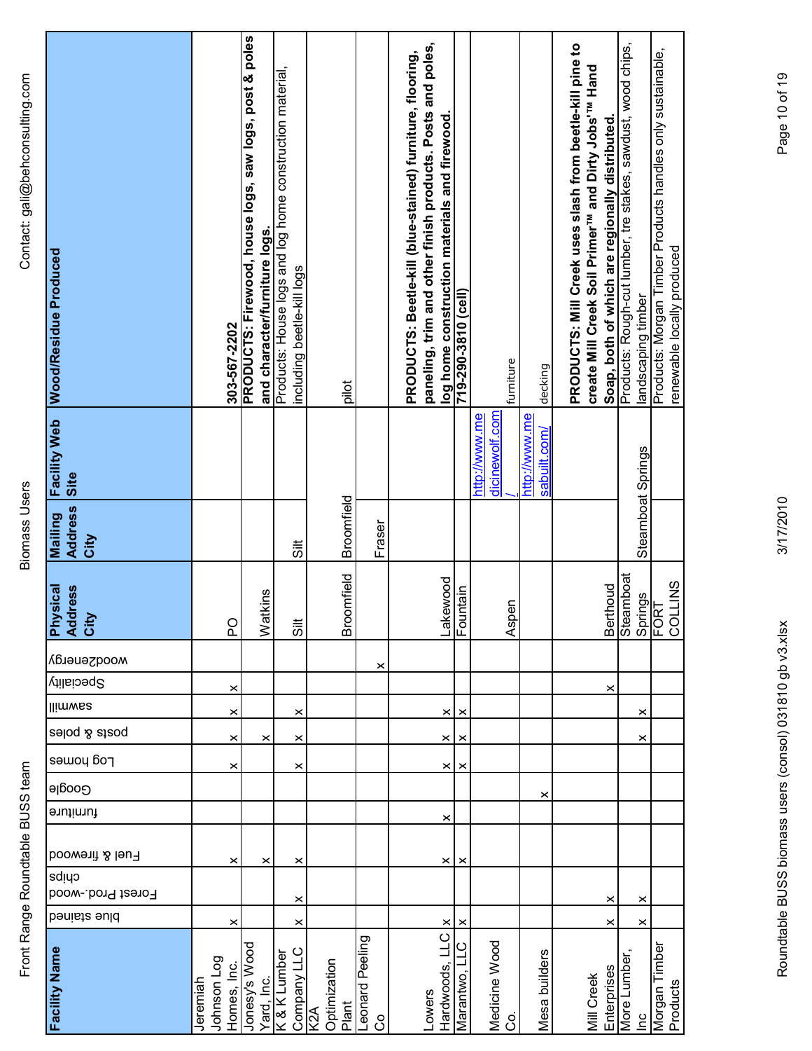| Facility Name | blue stained | Forest Prod.-wood chips | Fuel & firewood | furniture | Google | Log homes | posts & poles | sawmill | Specialty | wood2energy | Physical Address City | Mailing Address City | Facility Web Site | Wood/Residue Produced |
|---|---|---|---|---|---|---|---|---|---|---|---|---|---|---|
| Jeremiah Johnson Log Homes, Inc. | x | | x | | | x | x | x | x | | PO | | | **303-567-2202** |
| Jonesy's Wood Yard, Inc. | | | x | | | | x | | | | Watkins | | | **PRODUCTS: Firewood, house logs, saw logs, post & poles and character/furniture logs.** |
| K & K Lumber Company LLC | x | x | x | | | x | x | x | | | Silt | Silt | | Products: House logs and log home construction material, including beetle-kill logs |
| K2A Optimization Plant | | | | | | | | | | | Broomfield | Broomfield | | pilot |
| Leonard Peeling Co | | | | | | | | | | x | | Fraser | | |
| Lowers Hardwoods, LLC | x | | x | x | | x | x | x | | | Lakewood | | | **PRODUCTS: Beetle-kill (blue-stained) furniture, flooring, paneling, trim and other finish products. Posts and poles, log home construction materials and firewood.** |
| Marantwo, LLC | x | | x | | | x | x | x | | | Fountain | | | **719-290-3810 (cell)** |
| Medicine Wood Co. | | | | | | | | | | | Aspen | | http://www.medicinewolf.com/ | furniture |
| Mesa builders | | | | | x | | | | | | | | http://www.mesabuilt.com/ | decking |
| Mill Creek Enterprises | x | x | | | | | | | x | | Berthoud | | | **PRODUCTS: Mill Creek uses slash from beetle-kill pine to create Mill Creek Soil Primer™ and Dirty Jobs™ Hand Soap, both of which are regionally distributed.** |
| More Lumber, Inc | x | x | | | | | x | x | | | Steamboat Springs | Steamboat Springs | | Products: Rough-cut lumber, tre stakes, sawdust, wood chips, landscaping timber |
| Morgan Timber Products | | | | | | | | | | | FORT COLLINS | | | Products: Morgan Timber Products handles only sustainable, renewable locally produced |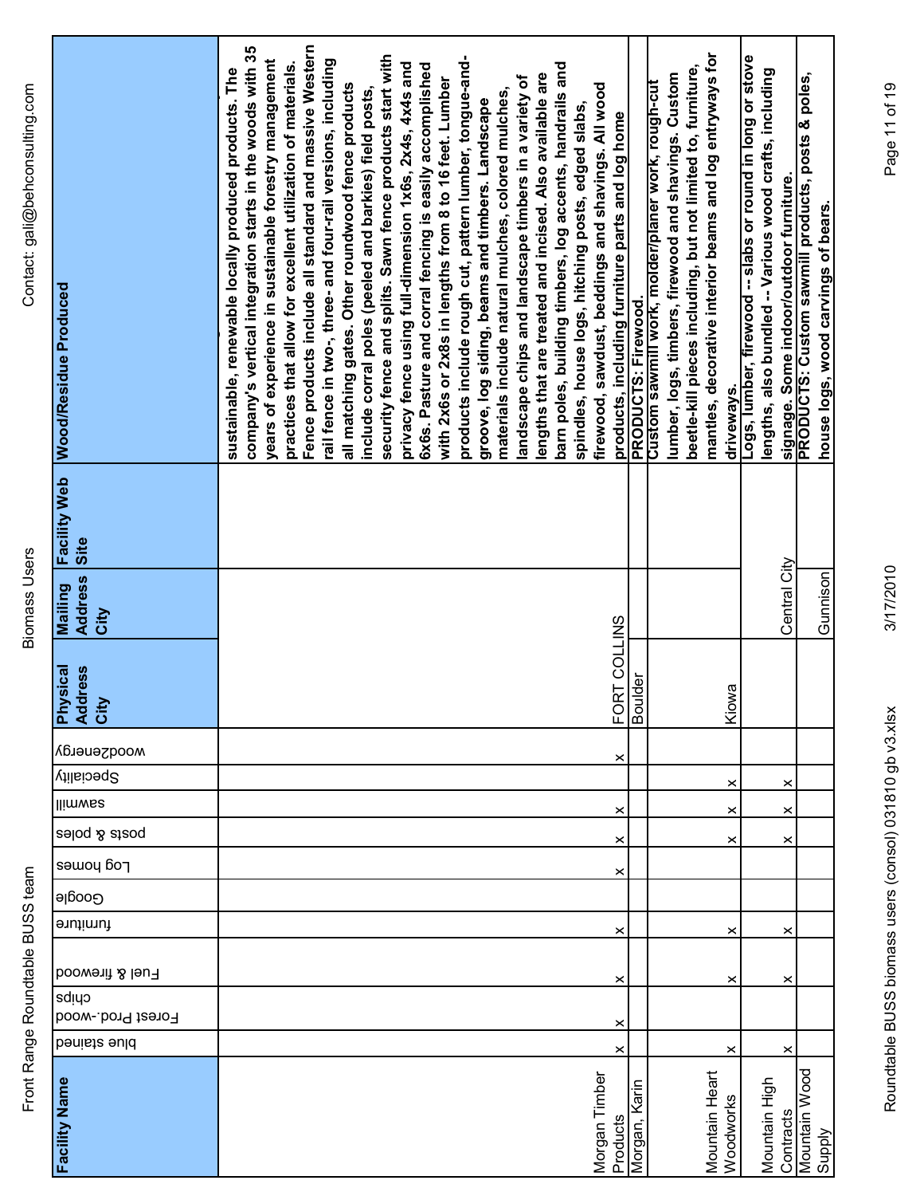| Facility Name | blue stained | Forest Prod.-wood chips | Fuel & firewood | furniture | Google | Log homes | posts & poles | sawmill | Specialty | wood2energy | Physical Address City | Mailing Address City | Facility Web Site | Wood/Residue Produced |
|---|---|---|---|---|---|---|---|---|---|---|---|---|---|---|
| Morgan Timber Products | x | x | x | x | | x | x | x | | x | | FORT COLLINS | | sustainable, renewable locally produced products. The company's vertical integration starts in the woods with 35 years of experience in sustainable forestry management practices that allow for excellent utilization of materials. Fence products include all standard and massive Western rail fence in two-, three- and four-rail versions, including all matching gates. Other roundwood fence products include corral poles (peeled and barkies) field posts, security fence and splits. Sawn fence products start with privacy fence using full-dimension 1x6s, 2x4s, 4x4s and 6x6s. Pasture and corral fencing is easily accomplished with 2x6s or 2x8s in lengths from 8 to 16 feet. Lumber products include rough cut, pattern lumber, tongue-and-groove, log siding, beams and timbers. Landscape materials include natural mulches, colored mulches, landscape chips and landscape timbers in a variety of lengths that are treated and incised. Also available are barn poles, building timbers, log accents, handrails and spindles, house logs, hitching posts, edged slabs, firewood, sawdust, beddings and shavings. All wood products, including furniture parts and log home |
| Morgan, Karin | | | | | | | | | | | Boulder | | | PRODUCTS: Firewood. |
| Mountain Heart Woodworks | x | | x | x | | | x | x | x | | Kiowa | | | Custom sawmill work, molder/planer work, rough-cut lumber, logs, timbers, firewood and shavings. Custom beetle-kill pieces including, but not limited to, furniture, mantles, decorative interior beams and log entryways for driveways. |
| Mountain High Contracts | x | | x | x | | | x | x | x | | | Central City | | Logs, lumber, firewood -- slabs or round in long or stove lengths, also bundled -- Various wood crafts, including signage. Some indoor/outdoor furniture. |
| Mountain Wood Supply | | | | | | | | | | | | Gunnison | | PRODUCTS: Custom sawmill products, posts & poles, house logs, wood carvings of bears. |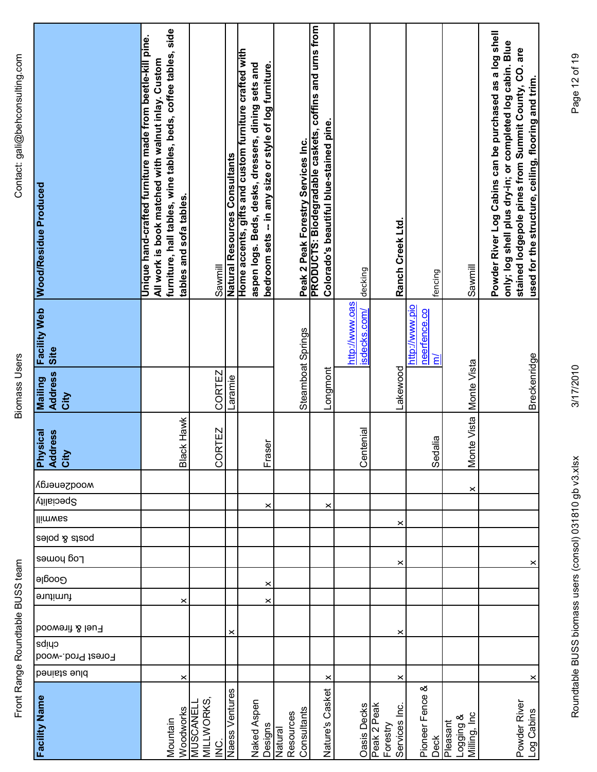| Facility Name | blue stained | Forest Prod.-wood chips | Fuel & firewood | furniture | Google | Log homes | posts & poles | sawmill | Specialty | wood2energy | Physical Address City | Mailing Address City | Facility Web Site | Wood/Residue Produced |
|---|---|---|---|---|---|---|---|---|---|---|---|---|---|---|
| Mountain Woodworks | x | | | x | | | | | | | Black Hawk | | | **Unique hand-crafted furniture made from beetle-kill pine. All work is book matched with walnut inlay. Custom furniture, hall tables, wine tables, beds, coffee tables, side tables and sofa tables.** |
| MUSCANELL MILLWORKS, INC. | | | | | | | | | | | CORTEZ | CORTEZ | | Sawmill |
| Naess Ventures | | | x | | | | | | | | | Laramie | | **Natural Resources Consultants** |
| Naked Aspen Designs | | | | x | x | | | | x | | Fraser | | | **Home accents, gifts and custom furniture crafted with aspen logs. Beds, desks, dressers, dining sets and bedroom sets -- in any size or style of log furniture.** |
| Natural Resources Consultants | | | | | | | | | | | | Steamboat Springs | | **Peak 2 Peak Forestry Services Inc.** |
| Nature's Casket | x | | | | | | | | x | | | Longmont | | **PRODUCTS: Biodegradable caskets, coffins and urns from Colorado's beautiful blue-stained pine.** |
| Oasis Decks | | | | | | | | | | | Centenial | | http://www.oasisdecks.com/ | decking |
| Peak 2 Peak Forestry Services Inc. | x | | x | | | x | | x | | | | Lakewood | | **Ranch Creek Ltd.** |
| Pioneer Fence & Deck | | | | | | | | | | | Sedalia | | http://www.pioneerfence.com/ | fencing |
| Pleasant Logging & Milling, Inc | | | | | | | | | | x | Monte Vista | Monte Vista | | Sawmill |
| Powder River Log Cabins | x | | | | | x | | | | | | Breckenridge | | **Powder River Log Cabins can be purchased as a log shell only; log shell plus dry-in; or completed log cabin. Blue stained lodgepole pines from Summit County, CO. are used for the structure, ceiling, flooring and trim.** |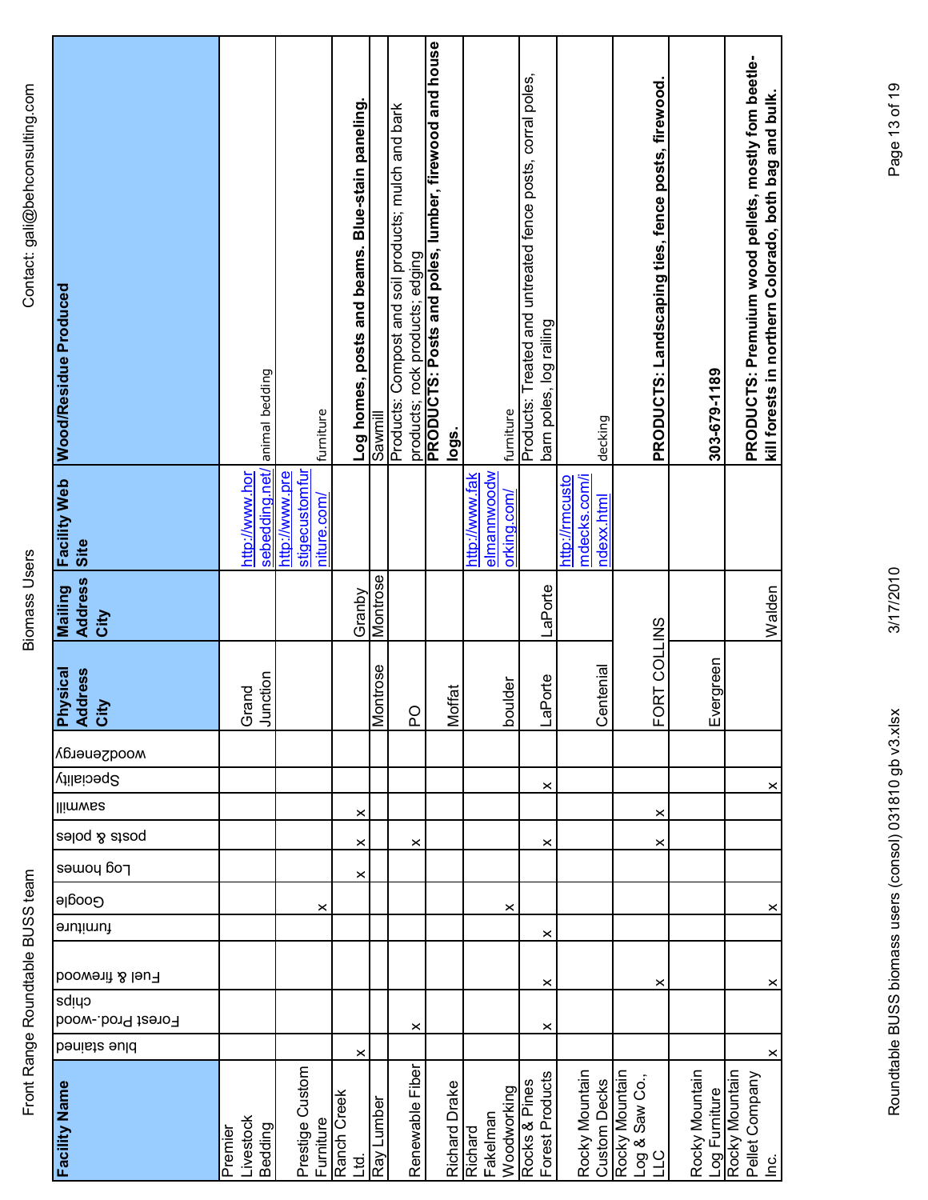| Facility Name | blue stained | Forest Prod.-wood chips | Fuel & firewood | furniture | Google | Log homes | posts & poles | sawmill | Specialty | wood2energy | Physical Address City | Mailing Address City | Facility Web Site | Wood/Residue Produced |
|---|---|---|---|---|---|---|---|---|---|---|---|---|---|---|
| Premier Livestock Bedding | | | | | | | | | | | Grand Junction | | http://www.horsebedding.net/ | animal bedding |
| Prestige Custom Furniture | | | | | x | | | | | | | | http://www.prestigecustomfurniture.com/ | furniture |
| Ranch Creek Ltd. | x | | | | | x | x | x | | | | Granby | | **Log homes, posts and beams. Blue-stain paneling.** |
| Ray Lumber | | | | | | | | | | | Montrose | Montrose | | Sawmill |
| Renewable Fiber | | x | | | | | x | | | | PO | | | Products: Compost and soil products; mulch and bark products; rock products; edging |
| Richard Drake | | | | | | | | | | | Moffat | | | **PRODUCTS: Posts and poles, lumber, firewood and house logs.** |
| Richard Fakelman Woodworking | | | | | x | | | | | | boulder | | http://www.fakelmannwoodworking.com/ | furniture |
| Rocks & Pines Forest Products | | x | x | x | | | x | | x | | LaPorte | LaPorte | | Products: Treated and untreated fence posts, corral poles, barn poles, log railing |
| Rocky Mountain Custom Decks | | | | | | | | | | | Centenial | | http://rmcustomdecks.com/index.html | decking |
| Rocky Mountain Log & Saw Co., LLC | | | x | | | | x | x | | | FORT COLLINS | | | **PRODUCTS: Landscaping ties, fence posts, firewood.** |
| Rocky Mountain Log Furniture | | | | | | | | | | | Evergreen | | | **303-679-1189** |
| Rocky Mountain Pellet Company Inc. | x | | x | | x | | | | x | | | Walden | | **PRODUCTS: Premium wood pellets, mostly fom beetle-kill forests in northern Colorado, both bag and bulk.** |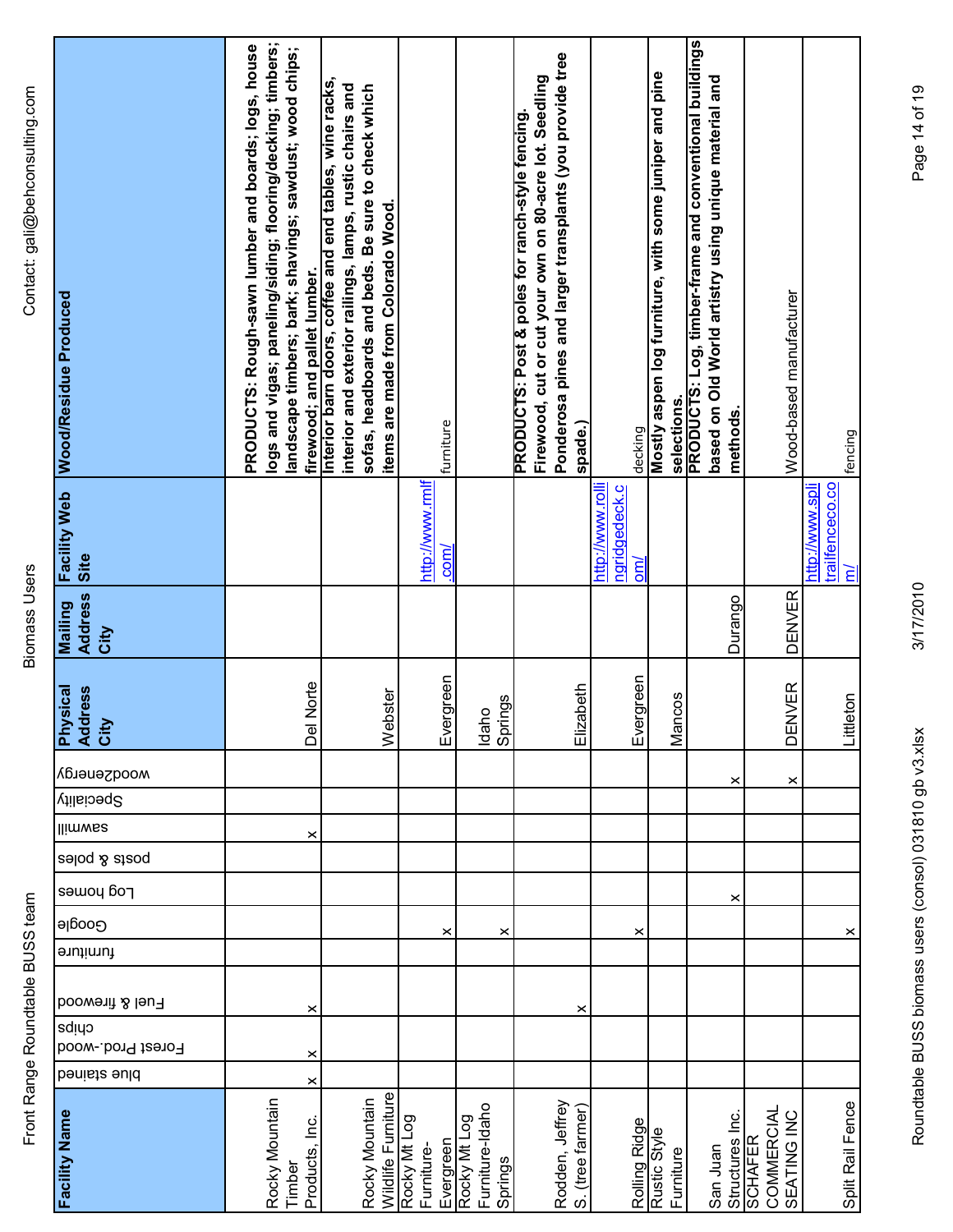| Facility Name | blue stained | Forest Prod.-wood chips | Fuel & firewood | furniture | Google | Log homes | posts & poles | sawmill | Specialty | wood2energy | Physical Address City | Mailing Address City | Facility Web Site | Wood/Residue Produced |
|---|---|---|---|---|---|---|---|---|---|---|---|---|---|---|
| Rocky Mountain Timber Products, Inc. | x | x | x | | | | | x | | | Del Norte | | | **PRODUCTS: Rough-sawn lumber and boards; logs, house logs and vigas; paneling/siding; flooring/decking; timbers; landscape timbers; bark; shavings; sawdust; wood chips; firewood; and pallet lumber.** |
| Rocky Mountain Wildlife Furniture | | | | | | | | | | | Webster | | | **Interior barn doors, coffee and end tables, wine racks, interior and exterior railings, lamps, rustic chairs and sofas, headboards and beds. Be sure to check which items are made from Colorado Wood.** |
| Rocky Mt Log Furniture-Evergreen | | | | | x | | | | | | Evergreen | | http://www.rmlf.com/ | furniture |
| Rocky Mt Log Furniture-Idaho Springs | | | | | x | | | | | | Idaho Springs | | | |
| Rodden, Jeffrey S. (tree farmer) | | | x | | | | | | | | Elizabeth | | | **PRODUCTS: Post & poles for ranch-style fencing. Firewood, cut or cut your own on 80-acre lot. Seedling Ponderosa pines and larger transplants (you provide tree spade.)** |
| Rolling Ridge | | | | | x | | | | | | Evergreen | | http://www.rollingridgedeck.com/ | decking |
| Rustic Style Furniture | | | | | | | | | | | Mancos | | | **Mostly aspen log furniture, with some juniper and pine selections.** |
| San Juan Structures Inc. | | | | | | x | | | | x | | Durango | | **PRODUCTS: Log, timber-frame and conventional buildings based on Old World artistry using unique material and methods.** |
| SCHAFER COMMERCIAL SEATING INC | | | | | | | | | | x | DENVER | DENVER | | Wood-based manufacturer |
| Split Rail Fence | | | | x | | | | | | | Littleton | | http://www.splitrailfenceco.com/ | fencing |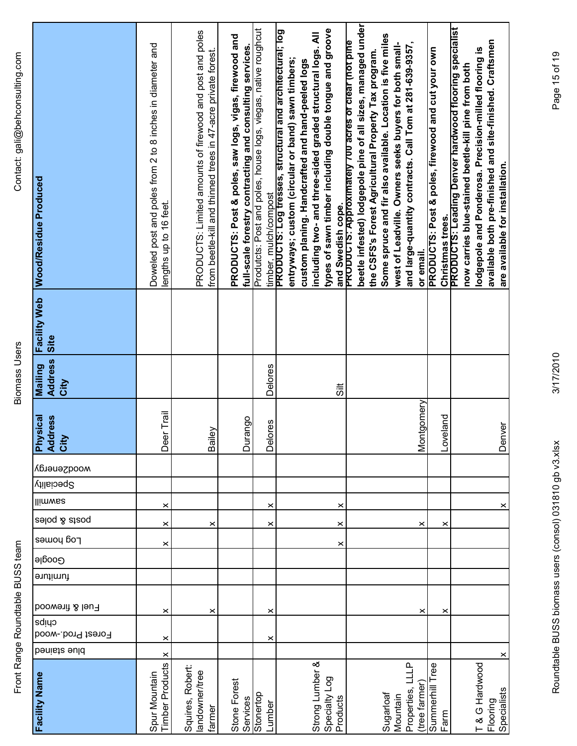| Facility Name | blue stained | Forest Prod.-wood chips | Fuel & firewood | furniture | Google | Log homes | posts & poles | sawmill | Specialty | wood2energy | Physical Address City | Mailing Address City | Facility Web Site | Wood/Residue Produced |
|---|---|---|---|---|---|---|---|---|---|---|---|---|---|---|
| Spur Mountain Timber Products | x | x | x | | | x | x | x | | | Deer Trail | | | Doweled post and poles from 2 to 8 inches in diameter and lengths up to 16 feet. |
| Squires, Robert: landowner/tree farmer | | | x | | | | x | | | | Bailey | | | PRODUCTS: Limited amounts of firewood and post and poles from beetle-kill and thinned trees in 47-acre private forest. |
| Stone Forest Services | | | | | | | | | | | Durango | | | **PRODUCTS: Post & poles, saw logs, vigas, firewood and full-scale forestry contracting and consulting services.** |
| Stonertop Lumber | | x | x | | | | x | x | | | Delores | Delores | | Produtcts: Post and poles, house logs, viegas, native roughcut timber, mulch/compost |
| Strong Lumber & Specialty Log Products | | | | | | x | x | x | | | | Silt | | **PRODUCTS: Log tresses, structural and architectural; log entryways; custom (circular or band) sawn timbers; custom planing. Handcrafted and hand-peeled logs including two- and three-sided graded structural logs. All types of sawn timber including double tongue and groove and Swedish cope.** |
| Sugarloaf Mountain Properties, LLLP (tree farmer) | | | x | | | | x | | | | Montgomery | | | **PRODUCTS: Approximately 700 acres of clear (not pine beetle infested) lodgepole pine of all sizes, managed under the CSFS's Forest Agricultural Property Tax program. Some spruce and fir also available. Location is five miles west of Leadville. Owners seeks buyers for both small- and large-quantity contracts. Call Tom at 281-639-9357, or email.** |
| Summerhill Tree Farm | | | x | | | | x | | | | Loveland | | | **PRODUCTS: Post & poles, firewood and cut your own Christmas trees.** |
| T & G Hardwood Flooring Specialists | x | | | | | | | x | | | Denver | | | **PRODUCTS: Leading Denver hardwood flooring specialist now carries blue-stained beetle-kill pine from both lodgepole and Ponderosa. Precision-milled flooring is available both pre-finished and site-finished. Craftsmen are available for installation.** |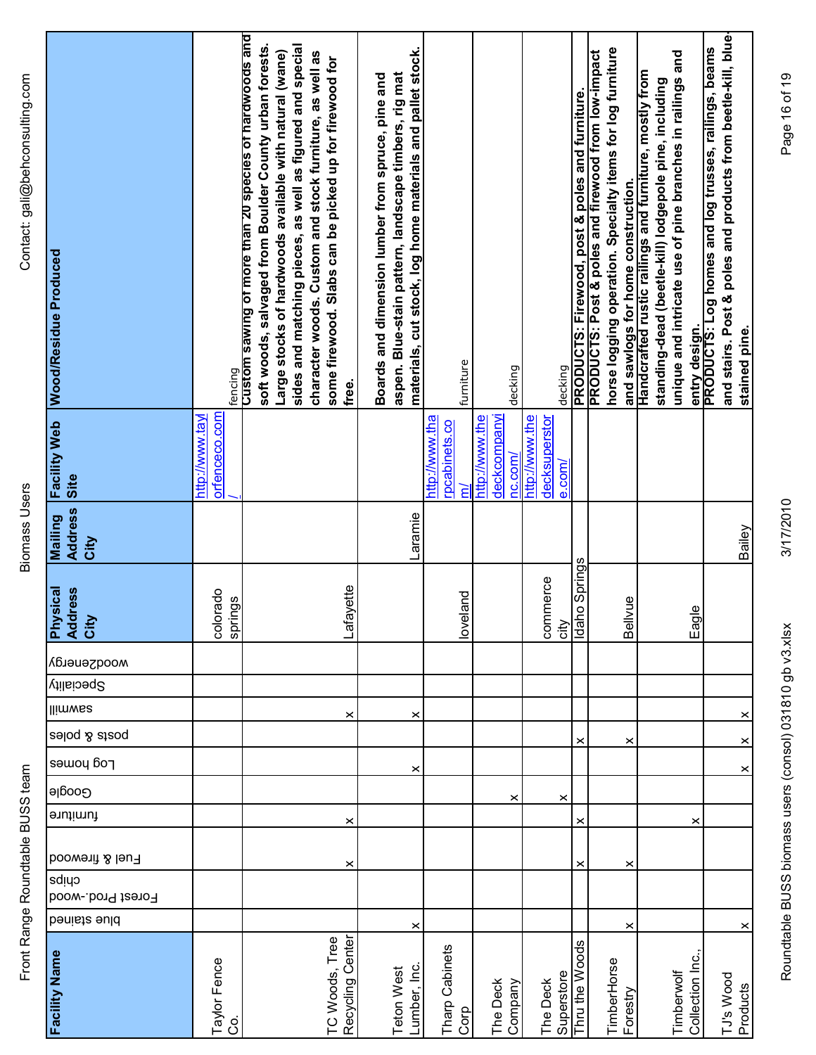| Facility Name | blue stained | Forest Prod.-wood chips | Fuel & firewood | furniture | Google | Log homes | posts & poles | sawmill | Specialty | wood2energy | Physical Address City | Mailing Address City | Facility Web Site | Wood/Residue Produced |
|---|---|---|---|---|---|---|---|---|---|---|---|---|---|---|
| Taylor Fence Co. | | | | | | | | | | | colorado springs | | http://www.taylorfenceco.com/ | fencing |
| TC Woods, Tree Recycling Center | | | x | x | | | | x | | | Lafayette | | | **Custom sawing of more than 20 species of hardwoods and soft woods, salvaged from Boulder County urban forests. Large stocks of hardwoods available with natural (wane) sides and matching pieces, as well as figured and special character woods. Custom and stock furniture, as well as some firewood. Slabs can be picked up for firewood for free.** |
| Teton West Lumber, Inc. | x | | | | | x | | x | | | | Laramie | | **Boards and dimension lumber from spruce, pine and aspen. Blue-stain pattern, landscape timbers, rig mat materials, cut stock, log home materials and pallet stock.** |
| Tharp Cabinets Corp | | | | | | | | | | | loveland | | http://www.tharpcabinets.com/ | furniture |
| The Deck Company | | | | | x | | | | | | | | http://www.thedeckcompanyinc.com/ | decking |
| The Deck Superstore | | | | | x | | | | | | commerce city | | http://www.thedecksuperstore.com/ | decking |
| Thru the Woods | | | x | x | | | x | | | | Idaho Springs | | | **PRODUCTS: Firewood, post & poles and furniture.** |
| TimberHorse Forestry | x | | x | | | | x | | | | Bellvue | | | **PRODUCTS: Post & poles and firewood from low-impact horse logging operation. Specialty items for log furniture and sawlogs for home construction.** |
| Timberwolf Collection Inc., | | | | x | | | | | | | Eagle | | | **Handcrafted rustic railings and furniture, mostly from standing-dead (beetle-kill) lodgepole pine, including unique and intricate use of pine branches in railings and entry design.** |
| TJ's Wood Products | x | | | | | x | x | x | | | | Bailey | | **PRODUCTS: Log homes and log trusses, railings, beams and stairs. Post & poles and products from beetle-kill, blue-stained pine.** |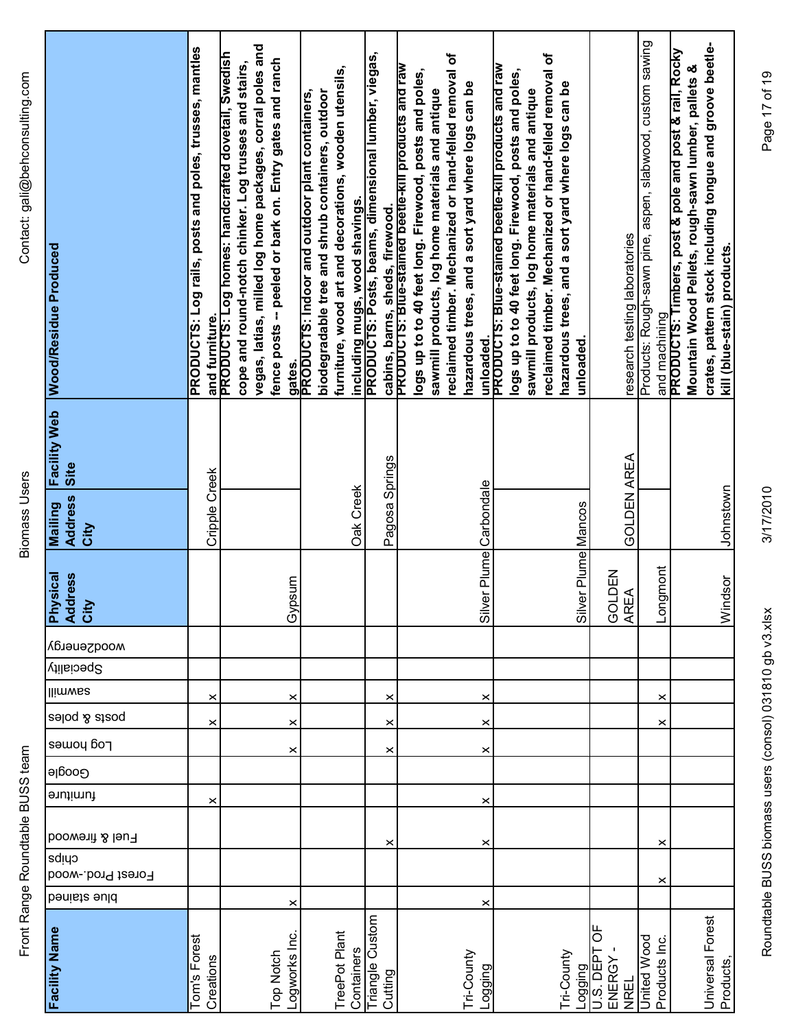Front Range Roundtable BUSS team

Biomass Users

Contact: gali@behconsulting.com

| Facility Name | blue stained | Forest Prod.-wood chips | Fuel & firewood | furniture | Google | Log homes | posts & poles | sawmill | Specialty | wood2energy | Physical Address City | Mailing Address City | Facility Web Site | Wood/Residue Produced |
|---|---|---|---|---|---|---|---|---|---|---|---|---|---|---|
| Tom's Forest Creations | | | | | | | | | | | | Cripple Creek | | **PRODUCTS: Log rails, posts and poles, trusses, mantles and furniture.** |
| | | | | x | | | x | x | | | | | | **PRODUCTS: Log homes: handcrafted dovetail, Swedish cope and round-notch chinker. Log trusses and stairs, vegas, latias, milled log home packages, corral poles and fence posts -- peeled or bark on. Entry gates and ranch gates.** |
| Top Notch Logworks Inc. | x | | | | | x | x | x | | | Gypsum | | | |
| TreePot Plant Containers | | | | | | | | | | | | Oak Creek | | **PRODUCTS: Indoor and outdoor plant containers, biodegradable tree and shrub containers, outdoor furniture, wood art and decorations, wooden utensils, including mugs, wood shavings.** |
| Triangle Custom Cutting | | | x | | | x | x | x | | | | Pagosa Springs | | **PRODUCTS: Posts, beams, dimensional lumber, viegas, cabins, barns, sheds, firewood.** |
| Tri-County Logging | x | | x | x | | x | x | x | | | Silver Plume | Carbondale | | **PRODUCTS: Blue-stained beetle-kill products and raw logs up to to 40 feet long. Firewood, posts and poles, sawmill products, log home materials and antique reclaimed timber. Mechanized or hand-felled removal of hazardous trees, and a sort yard where logs can be unloaded.** |
| Tri-County Logging | | | | | | | | | | | Silver Plume | Mancos | | **PRODUCTS: Blue-stained beetle-kill products and raw logs up to to 40 feet long. Firewood, posts and poles, sawmill products, log home materials and antique reclaimed timber. Mechanized or hand-felled removal of hazardous trees, and a sort yard where logs can be unloaded.** |
| U.S. DEPT OF ENERGY - NREL | | | | | | | | | | | GOLDEN AREA | GOLDEN AREA | | research testing laboratories |
| United Wood Products Inc. | | x | x | | | | x | x | | | Longmont | | | Products: Rough-sawn pine, aspen, slabwood, custom sawing and machining |
| Universal Forest Products, | | | | | | | | | | | Windsor | Johnstown | | **PRODUCTS: Timbers, post & pole and post & rail, Rocky Mountain Wood Pellets, rough-sawn lumber, pallets & crates, pattern stock including tongue and groove beetle-kill (blue-stain) products.** |

Roundtable BUSS biomass users (consol) 031810 gb v3.xlsx

3/17/2010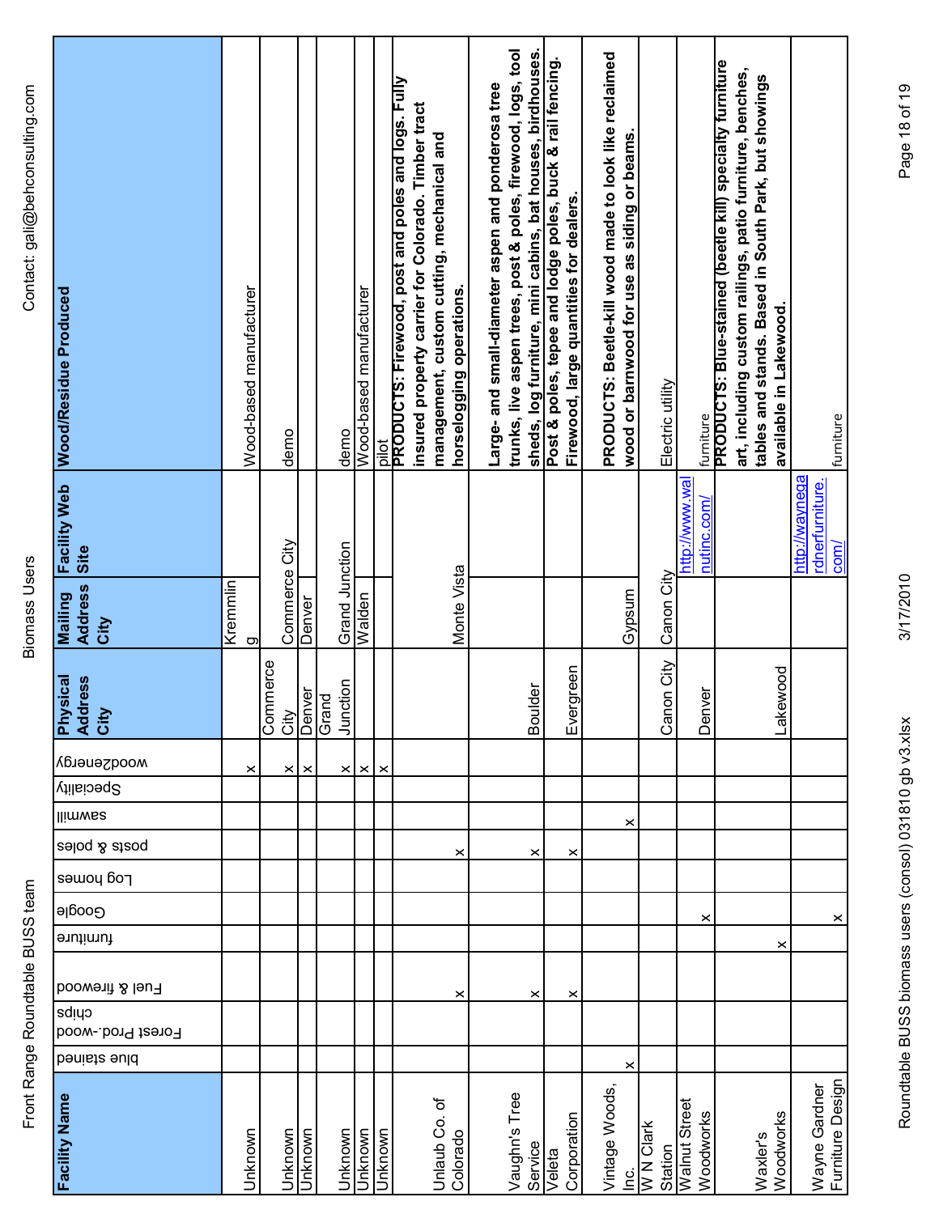| Facility Name | blue stained | Forest Prod.-wood chips | Fuel & firewood | furniture | Google | Log homes | posts & poles | sawmill | Specialty | wood2energy | Physical Address City | Mailing Address City | Facility Web Site | Wood/Residue Produced |
|---|---|---|---|---|---|---|---|---|---|---|---|---|---|---|
| Unknown | | | | | | | | | | x | | Kremmling | | Wood-based manufacturer |
| Unknown | | | | | | | | | | x | Commerce City | Commerce City | | demo |
| Unknown | | | | | | | | | | x | Denver | Denver | | |
| Unknown | | | | | | | | | | x | Grand Junction | Grand Junction | | demo |
| Unknown | | | | | | | | | | x | | Walden | | Wood-based manufacturer |
| Unknown | | | | | | | | | | x | | | | pilot |
| Unlaub Co. of Colorado | | | x | | | | x | | | | | Monte Vista | | **PRODUCTS: Firewood, post and poles and logs. Fully insured property carrier for Colorado. Timber tract management, custom cutting, mechanical and horselogging operations.** |
| Vaughn's Tree Service | | | x | | | | x | | | | Boulder | | | **Large- and small-diameter aspen and ponderosa tree trunks, live aspen trees, post & poles, firewood, logs, tool sheds, log furniture, mini cabins, bat houses, birdhouses.** |
| Veleta Corporation | | | x | | | | x | | | | Evergreen | | | **Post & poles, tepee and lodge poles, buck & rail fencing. Firewood, large quantities for dealers.** |
| Vintage Woods, Inc. | x | | | | | | | x | | | | Gypsum | | **PRODUCTS: Beetle-kill wood made to look like reclaimed wood or barnwood for use as siding or beams.** |
| W N Clark Station | | | | | | | | | | | Canon City | Canon City | | Electric utility |
| Walnut Street Woodworks | | | | | x | | | | | | Denver | | http://www.walnutinc.com/ | furniture |
| Waxler's Woodworks | | | | x | | | | | | | Lakewood | | | **PRODUCTS: Blue-stained (beetle kill) specialty furniture art, including custom railings, patio furniture, benches, tables and stands. Based in South Park, but showings available in Lakewood.** |
| Wayne Gardner Furniture Design | | | | x | | | | | | | | | http://waynegardnerfurniture.com/ | furniture |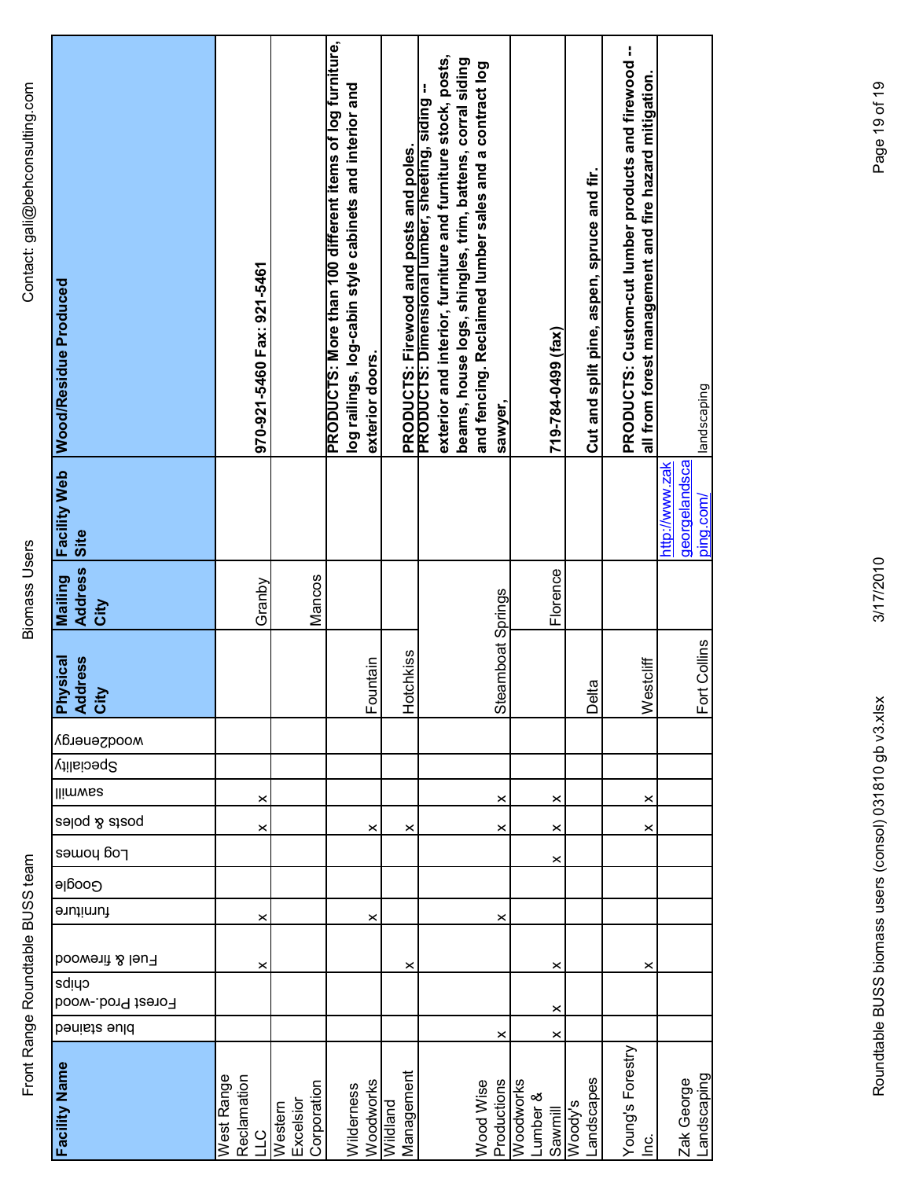| Facility Name | blue stained | Forest Prod.-wood chips | Fuel & firewood | furniture | Google | Log homes | posts & poles | sawmill | Speciality | wood2energy | Physical Address City | Mailing Address City | Facility Web Site | Wood/Residue Produced |
|---|---|---|---|---|---|---|---|---|---|---|---|---|---|---|
| West Range Reclamation LLC | | | x | x | | | x | x | | | | Granby | | 970-921-5460 Fax: 921-5461 |
| Western Excelsior Corporation | | | | | | | | | | | | Mancos | | |
| Wilderness Woodworks | | | | x | | | x | | | | Fountain | | | **PRODUCTS: More than 100 different items of log furniture, log railings, log-cabin style cabinets and interior and exterior doors.** |
| Wildland Management | | | x | | | | x | | | | Hotchkiss | | | **PRODUCTS: Firewood and posts and poles.** |
| Wood Wise Productions | x | | | x | | | x | x | | | | Steamboat Springs | | **PRODUCTS: Dimensional lumber, sheeting, siding -- exterior and interior, furniture and furniture stock, posts, beams, house logs, shingles, trim, battens, corral siding and fencing. Reclaimed lumber sales and a contract log sawyer,** |
| Woodworks Lumber & Sawmill | x | x | x | | | x | x | x | | | | Florence | | 719-784-0499 (fax) |
| Woody's Landscapes | | | | | | | | | | | Delta | | | Cut and split pine, aspen, spruce and fir. |
| Young's Forestry Inc. | | | x | | | | x | x | | | Westcliff | | | **PRODUCTS: Custom-cut lumber products and firewood -- all from forest management and fire hazard mitigation.** |
| Zak George Landscaping | | | | | | | | | | | Fort Collins | | http://www.zakgeorgelandscaping.com/ | landscaping |